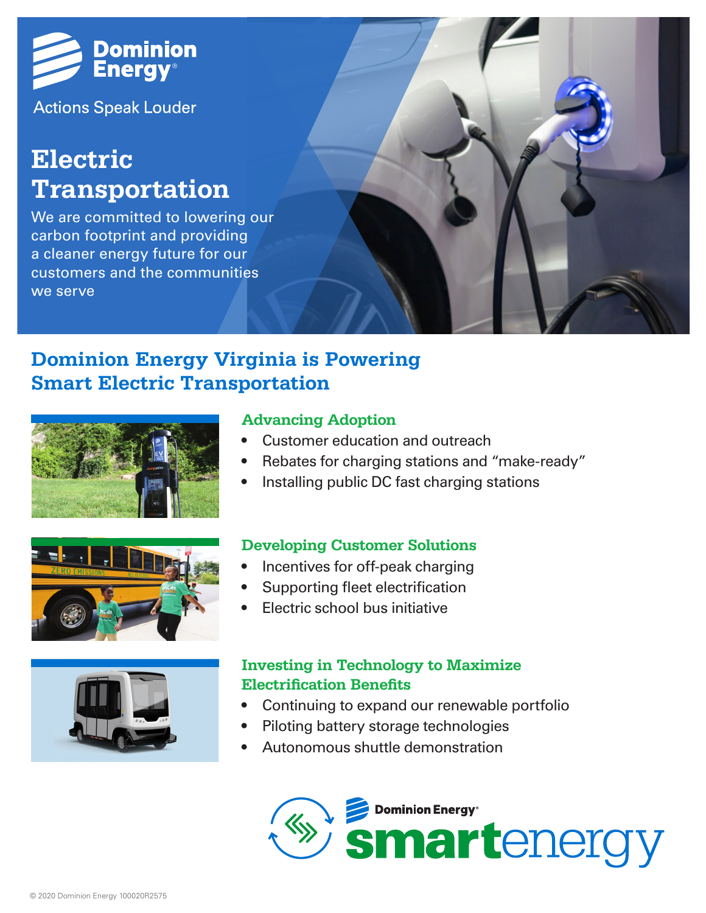Dominion Energy

Actions Speak Louder

# Electric Transportation

We are committed to lowering our carbon footprint and providing a cleaner energy future for our customers and the communities we serve

## Dominion Energy Virginia is Powering Smart Electric Transportation

### Advancing Adoption

- Customer education and outreach
- Rebates for charging stations and “make-ready”
- Installing public DC fast charging stations

### Developing Customer Solutions

- Incentives for off-peak charging
- Supporting fleet electrification
- Electric school bus initiative

### Investing in Technology to Maximize Electrification Benefits

- Continuing to expand our renewable portfolio
- Piloting battery storage technologies
- Autonomous shuttle demonstration

Dominion Energy smartenergy

© 2020 Dominion Energy 100020R2575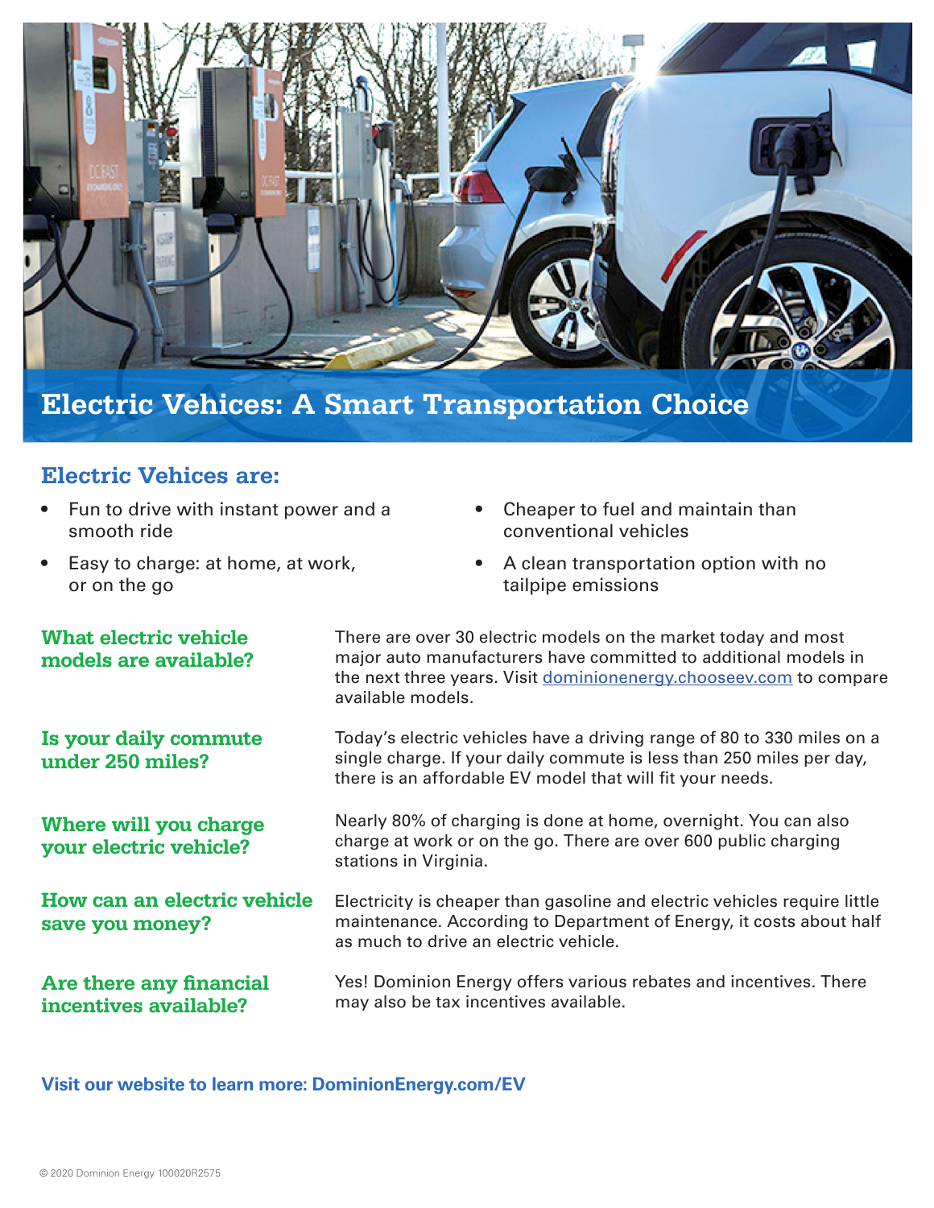# Electric Vehices: A Smart Transportation Choice

## Electric Vehices are:

- Fun to drive with instant power and a smooth ride
- Easy to charge: at home, at work, or on the go
- Cheaper to fuel and maintain than conventional vehicles
- A clean transportation option with no tailpipe emissions

### What electric vehicle models are available?

There are over 30 electric models on the market today and most major auto manufacturers have committed to additional models in the next three years. Visit dominionenergy.chooseev.com to compare available models.

### Is your daily commute under 250 miles?

Today's electric vehicles have a driving range of 80 to 330 miles on a single charge. If your daily commute is less than 250 miles per day, there is an affordable EV model that will fit your needs.

### Where will you charge your electric vehicle?

Nearly 80% of charging is done at home, overnight. You can also charge at work or on the go. There are over 600 public charging stations in Virginia.

### How can an electric vehicle save you money?

Electricity is cheaper than gasoline and electric vehicles require little maintenance. According to Department of Energy, it costs about half as much to drive an electric vehicle.

### Are there any financial incentives available?

Yes! Dominion Energy offers various rebates and incentives. There may also be tax incentives available.

**Visit our website to learn more: DominionEnergy.com/EV**

© 2020 Dominion Energy 100020R2575